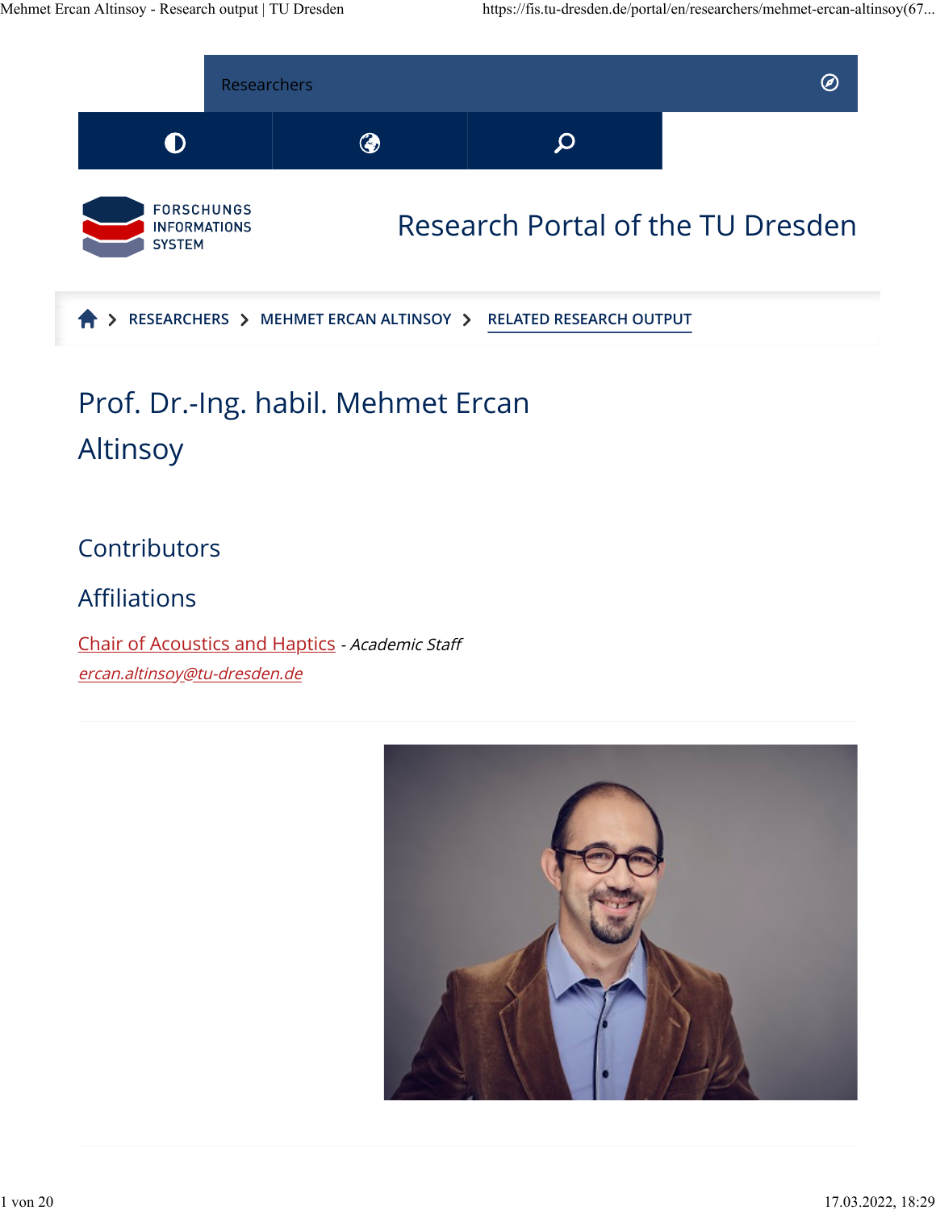Researchers

FORSCHUNGS INFORMATIONS SYSTEM

Research Portal of the TU Dresden

RESEARCHERS > MEHMET ERCAN ALTINSOY > RELATED RESEARCH OUTPUT

# Prof. Dr.-Ing. habil. Mehmet Ercan Altinsoy

## Contributors

## Affiliations

Chair of Acoustics and Haptics - *Academic Staff*

*ercan.altinsoy@tu-dresden.de*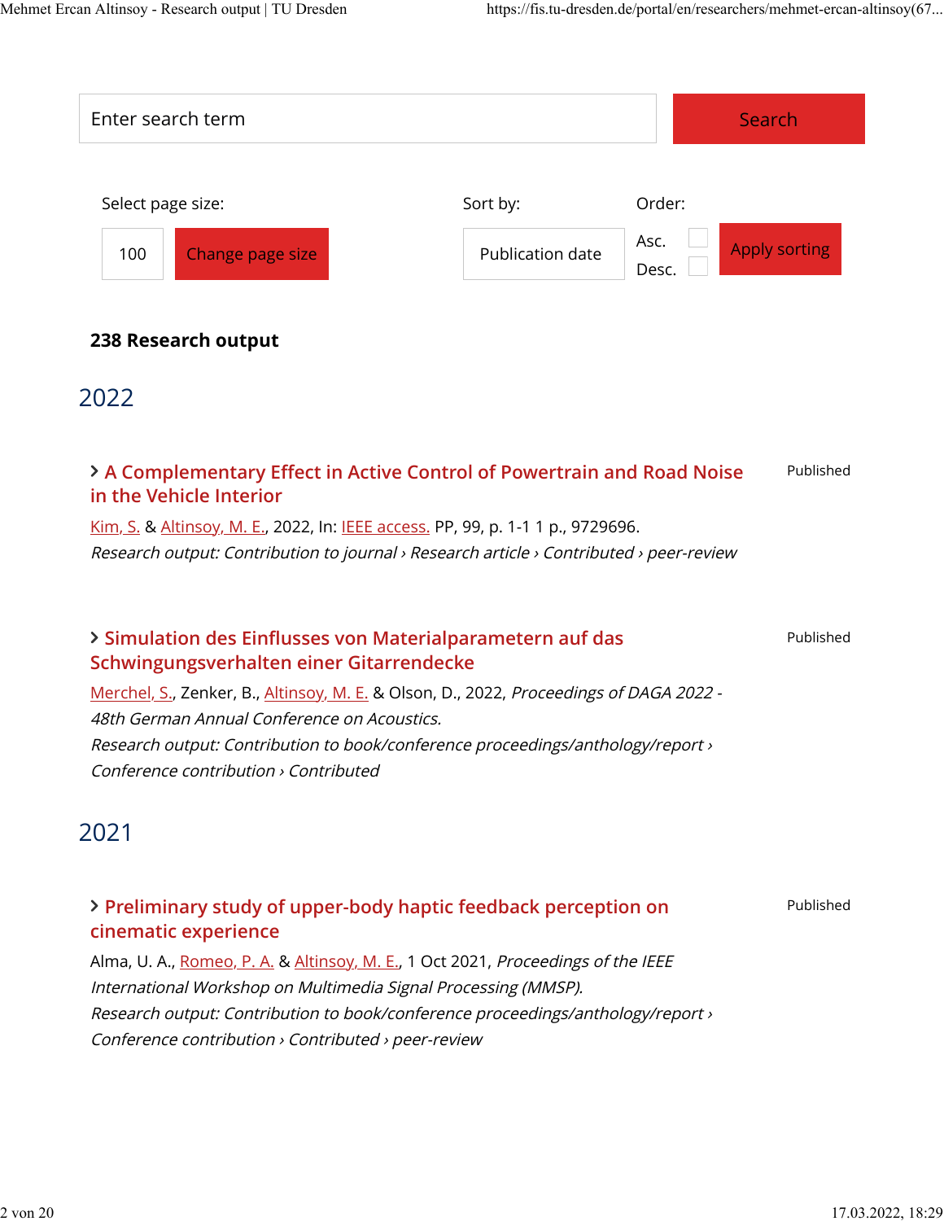Enter search term

Search

Select page size: 100 Change page size

Sort by: Publication date

Order: Asc. Desc.

Apply sorting

**238 Research output**

## 2022

### › A Complementary Effect in Active Control of Powertrain and Road Noise in the Vehicle Interior

Published

Kim, S. & Altinsoy, M. E., 2022, In: IEEE access. PP, 99, p. 1-1 1 p., 9729696.

*Research output: Contribution to journal › Research article › Contributed › peer-review*

### › Simulation des Einflusses von Materialparametern auf das Schwingungsverhalten einer Gitarrendecke

Published

Merchel, S., Zenker, B., Altinsoy, M. E. & Olson, D., 2022, *Proceedings of DAGA 2022 - 48th German Annual Conference on Acoustics.*

*Research output: Contribution to book/conference proceedings/anthology/report › Conference contribution › Contributed*

## 2021

### › Preliminary study of upper-body haptic feedback perception on cinematic experience

Published

Alma, U. A., Romeo, P. A. & Altinsoy, M. E., 1 Oct 2021, *Proceedings of the IEEE International Workshop on Multimedia Signal Processing (MMSP).*

*Research output: Contribution to book/conference proceedings/anthology/report › Conference contribution › Contributed › peer-review*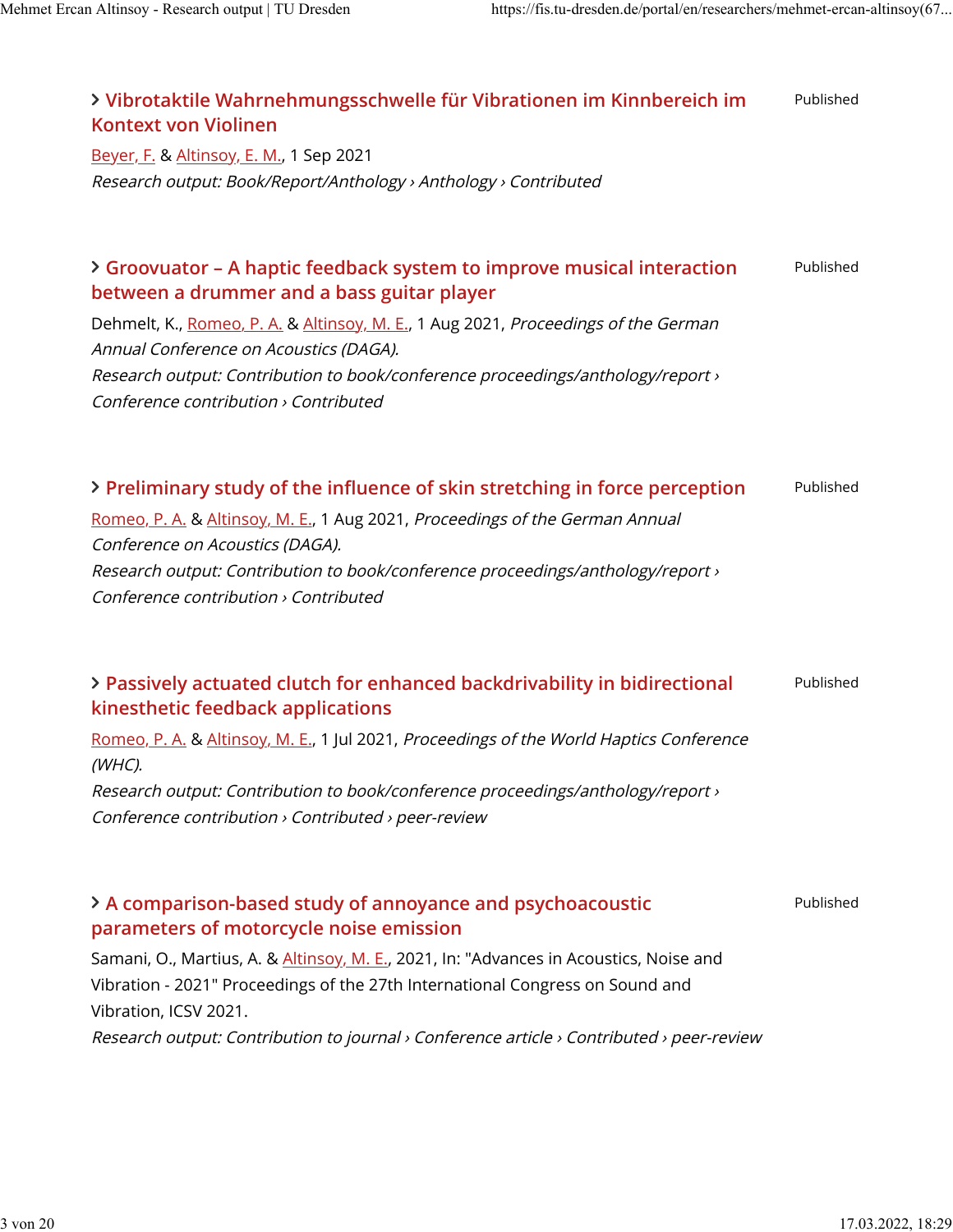## > Vibrotaktile Wahrnehmungsschwelle für Vibrationen im Kinnbereich im Kontext von Violinen

Published

Beyer, F. & Altinsoy, E. M., 1 Sep 2021

*Research output: Book/Report/Anthology › Anthology › Contributed*

## > Groovuator – A haptic feedback system to improve musical interaction between a drummer and a bass guitar player

Published

Dehmelt, K., Romeo, P. A. & Altinsoy, M. E., 1 Aug 2021, *Proceedings of the German Annual Conference on Acoustics (DAGA).*

*Research output: Contribution to book/conference proceedings/anthology/report › Conference contribution › Contributed*

## > Preliminary study of the influence of skin stretching in force perception

Published

Romeo, P. A. & Altinsoy, M. E., 1 Aug 2021, *Proceedings of the German Annual Conference on Acoustics (DAGA).*

*Research output: Contribution to book/conference proceedings/anthology/report › Conference contribution › Contributed*

## > Passively actuated clutch for enhanced backdrivability in bidirectional kinesthetic feedback applications

Published

Romeo, P. A. & Altinsoy, M. E., 1 Jul 2021, *Proceedings of the World Haptics Conference (WHC).*

*Research output: Contribution to book/conference proceedings/anthology/report › Conference contribution › Contributed › peer-review*

## > A comparison-based study of annoyance and psychoacoustic parameters of motorcycle noise emission

Published

Samani, O., Martius, A. & Altinsoy, M. E., 2021, In: "Advances in Acoustics, Noise and Vibration - 2021" Proceedings of the 27th International Congress on Sound and Vibration, ICSV 2021.

*Research output: Contribution to journal › Conference article › Contributed › peer-review*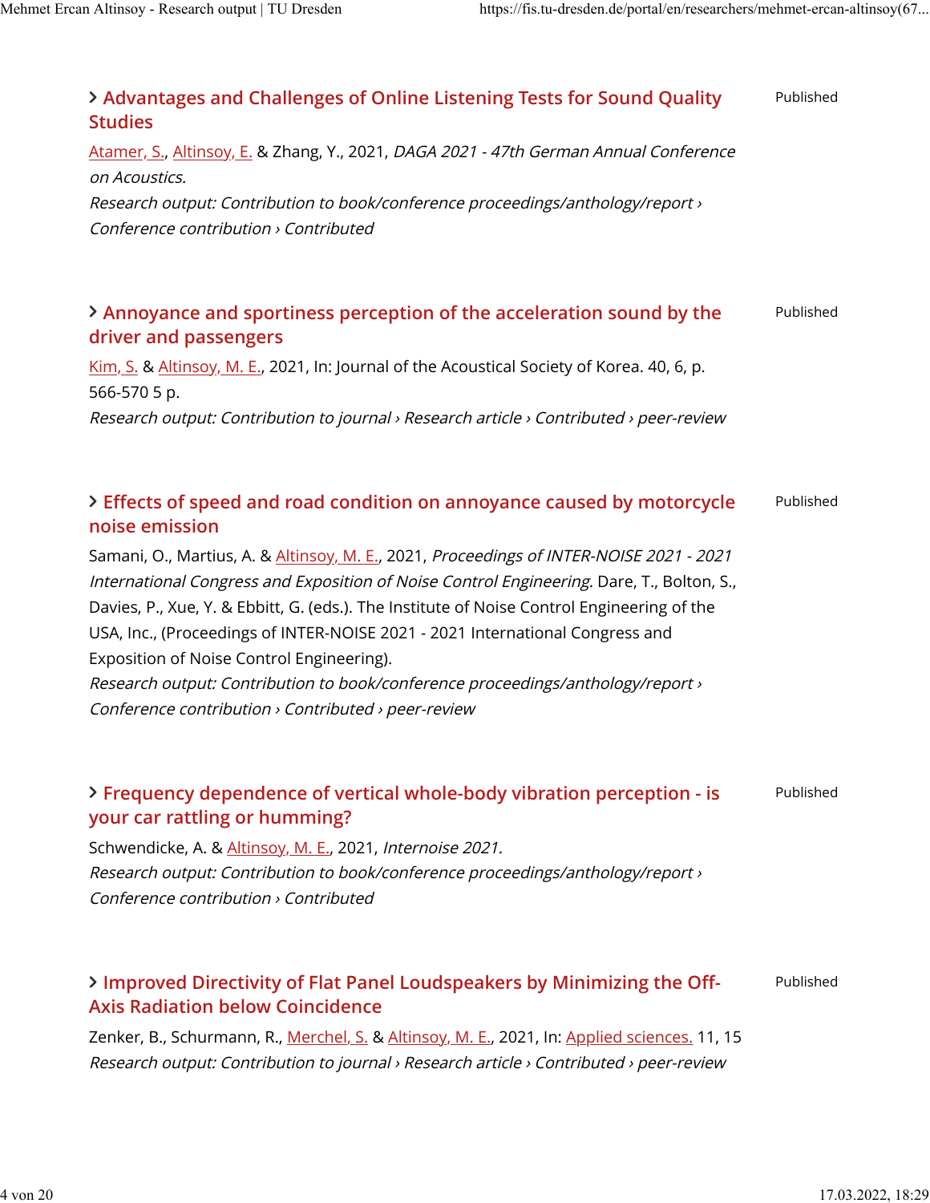### › Advantages and Challenges of Online Listening Tests for Sound Quality Studies

Published

Atamer, S., Altinsoy, E. & Zhang, Y., 2021, *DAGA 2021 - 47th German Annual Conference on Acoustics.*

*Research output: Contribution to book/conference proceedings/anthology/report › Conference contribution › Contributed*

### › Annoyance and sportiness perception of the acceleration sound by the driver and passengers

Published

Kim, S. & Altinsoy, M. E., 2021, In: Journal of the Acoustical Society of Korea. 40, 6, p. 566-570 5 p.

*Research output: Contribution to journal › Research article › Contributed › peer-review*

### › Effects of speed and road condition on annoyance caused by motorcycle noise emission

Published

Samani, O., Martius, A. & Altinsoy, M. E., 2021, *Proceedings of INTER-NOISE 2021 - 2021 International Congress and Exposition of Noise Control Engineering.* Dare, T., Bolton, S., Davies, P., Xue, Y. & Ebbitt, G. (eds.). The Institute of Noise Control Engineering of the USA, Inc., (Proceedings of INTER-NOISE 2021 - 2021 International Congress and Exposition of Noise Control Engineering).

*Research output: Contribution to book/conference proceedings/anthology/report › Conference contribution › Contributed › peer-review*

### › Frequency dependence of vertical whole-body vibration perception - is your car rattling or humming?

Published

Schwendicke, A. & Altinsoy, M. E., 2021, *Internoise 2021.*

*Research output: Contribution to book/conference proceedings/anthology/report › Conference contribution › Contributed*

### › Improved Directivity of Flat Panel Loudspeakers by Minimizing the Off-Axis Radiation below Coincidence

Published

Zenker, B., Schurmann, R., Merchel, S. & Altinsoy, M. E., 2021, In: Applied sciences. 11, 15

*Research output: Contribution to journal › Research article › Contributed › peer-review*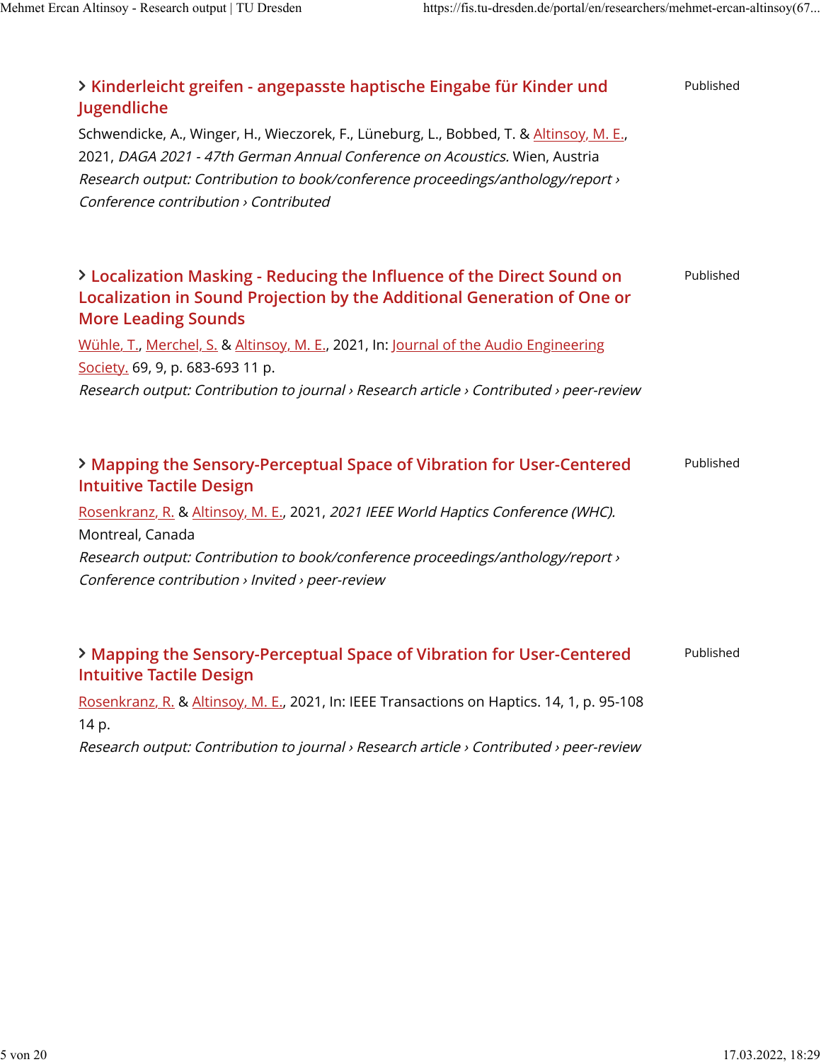### › Kinderleicht greifen - angepasste haptische Eingabe für Kinder und Jugendliche

Published

Schwendicke, A., Winger, H., Wieczorek, F., Lüneburg, L., Bobbed, T. & Altinsoy, M. E., 2021, *DAGA 2021 - 47th German Annual Conference on Acoustics.* Wien, Austria

*Research output: Contribution to book/conference proceedings/anthology/report › Conference contribution › Contributed*

### › Localization Masking - Reducing the Influence of the Direct Sound on Localization in Sound Projection by the Additional Generation of One or More Leading Sounds

Published

Wühle, T., Merchel, S. & Altinsoy, M. E., 2021, In: Journal of the Audio Engineering Society. 69, 9, p. 683-693 11 p.

*Research output: Contribution to journal › Research article › Contributed › peer-review*

### › Mapping the Sensory-Perceptual Space of Vibration for User-Centered Intuitive Tactile Design

Published

Rosenkranz, R. & Altinsoy, M. E., 2021, *2021 IEEE World Haptics Conference (WHC).* Montreal, Canada

*Research output: Contribution to book/conference proceedings/anthology/report › Conference contribution › Invited › peer-review*

### › Mapping the Sensory-Perceptual Space of Vibration for User-Centered Intuitive Tactile Design

Published

Rosenkranz, R. & Altinsoy, M. E., 2021, In: IEEE Transactions on Haptics. 14, 1, p. 95-108 14 p.

*Research output: Contribution to journal › Research article › Contributed › peer-review*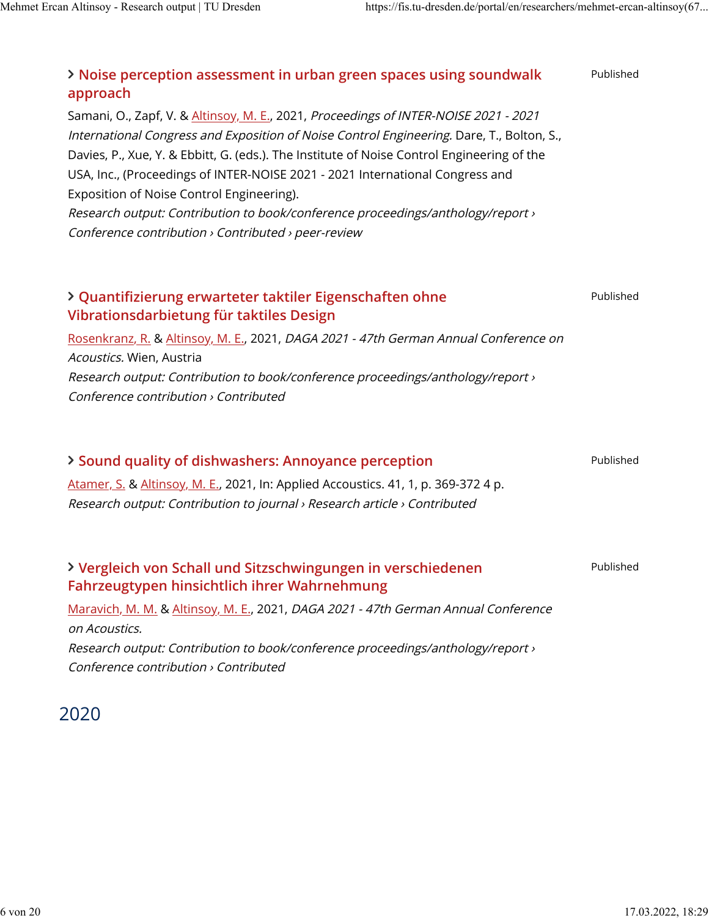### › Noise perception assessment in urban green spaces using soundwalk approach

Published

Samani, O., Zapf, V. & Altinsoy, M. E., 2021, *Proceedings of INTER-NOISE 2021 - 2021 International Congress and Exposition of Noise Control Engineering.* Dare, T., Bolton, S., Davies, P., Xue, Y. & Ebbitt, G. (eds.). The Institute of Noise Control Engineering of the USA, Inc., (Proceedings of INTER-NOISE 2021 - 2021 International Congress and Exposition of Noise Control Engineering).
*Research output: Contribution to book/conference proceedings/anthology/report › Conference contribution › Contributed › peer-review*

### › Quantifizierung erwarteter taktiler Eigenschaften ohne Vibrationsdarbietung für taktiles Design

Published

Rosenkranz, R. & Altinsoy, M. E., 2021, *DAGA 2021 - 47th German Annual Conference on Acoustics.* Wien, Austria
*Research output: Contribution to book/conference proceedings/anthology/report › Conference contribution › Contributed*

### › Sound quality of dishwashers: Annoyance perception

Published

Atamer, S. & Altinsoy, M. E., 2021, In: Applied Accoustics. 41, 1, p. 369-372 4 p.
*Research output: Contribution to journal › Research article › Contributed*

### › Vergleich von Schall und Sitzschwingungen in verschiedenen Fahrzeugtypen hinsichtlich ihrer Wahrnehmung

Published

Maravich, M. M. & Altinsoy, M. E., 2021, *DAGA 2021 - 47th German Annual Conference on Acoustics.*
*Research output: Contribution to book/conference proceedings/anthology/report › Conference contribution › Contributed*

## 2020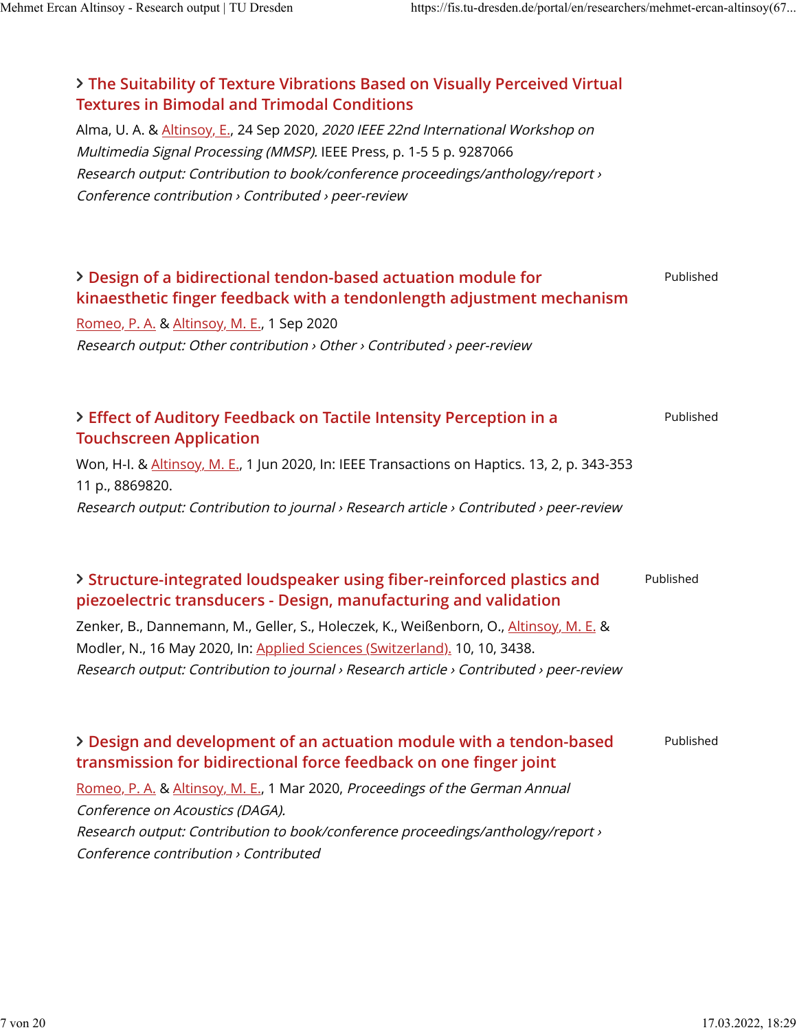### › The Suitability of Texture Vibrations Based on Visually Perceived Virtual Textures in Bimodal and Trimodal Conditions

Alma, U. A. & Altinsoy, E., 24 Sep 2020, *2020 IEEE 22nd International Workshop on Multimedia Signal Processing (MMSP).* IEEE Press, p. 1-5 5 p. 9287066

*Research output: Contribution to book/conference proceedings/anthology/report › Conference contribution › Contributed › peer-review*

### › Design of a bidirectional tendon-based actuation module for kinaesthetic finger feedback with a tendonlength adjustment mechanism

Published

Romeo, P. A. & Altinsoy, M. E., 1 Sep 2020

*Research output: Other contribution › Other › Contributed › peer-review*

### › Effect of Auditory Feedback on Tactile Intensity Perception in a Touchscreen Application

Published

Won, H-I. & Altinsoy, M. E., 1 Jun 2020, In: IEEE Transactions on Haptics. 13, 2, p. 343-353 11 p., 8869820.

*Research output: Contribution to journal › Research article › Contributed › peer-review*

### › Structure-integrated loudspeaker using fiber-reinforced plastics and piezoelectric transducers - Design, manufacturing and validation

Published

Zenker, B., Dannemann, M., Geller, S., Holeczek, K., Weißenborn, O., Altinsoy, M. E. & Modler, N., 16 May 2020, In: Applied Sciences (Switzerland). 10, 10, 3438.

*Research output: Contribution to journal › Research article › Contributed › peer-review*

### › Design and development of an actuation module with a tendon-based transmission for bidirectional force feedback on one finger joint

Published

Romeo, P. A. & Altinsoy, M. E., 1 Mar 2020, *Proceedings of the German Annual Conference on Acoustics (DAGA).*

*Research output: Contribution to book/conference proceedings/anthology/report › Conference contribution › Contributed*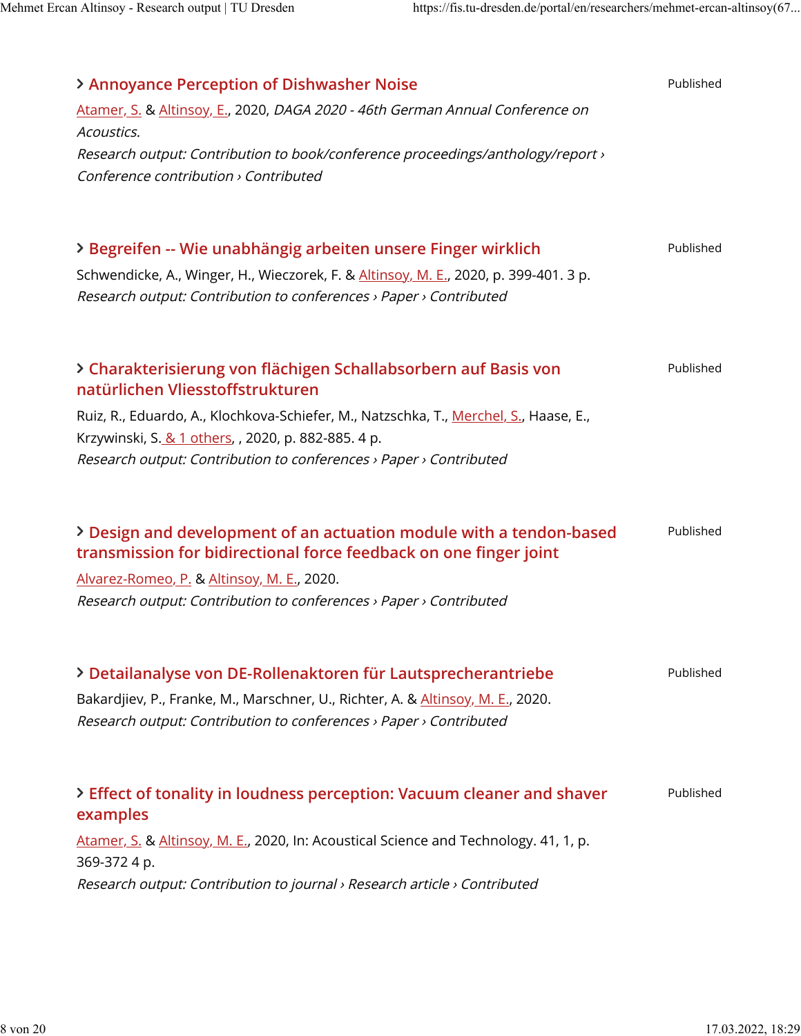### Annoyance Perception of Dishwasher Noise

Atamer, S. & Altinsoy, E., 2020, *DAGA 2020 - 46th German Annual Conference on Acoustics.*

*Research output: Contribution to book/conference proceedings/anthology/report › Conference contribution › Contributed*

Published

### Begreifen -- Wie unabhängig arbeiten unsere Finger wirklich

Schwendicke, A., Winger, H., Wieczorek, F. & Altinsoy, M. E., 2020, p. 399-401. 3 p.

*Research output: Contribution to conferences › Paper › Contributed*

Published

### Charakterisierung von flächigen Schallabsorbern auf Basis von natürlichen Vliesstoffstrukturen

Ruiz, R., Eduardo, A., Klochkova-Schiefer, M., Natzschka, T., Merchel, S., Haase, E., Krzywinski, S. & 1 others, , 2020, p. 882-885. 4 p.

*Research output: Contribution to conferences › Paper › Contributed*

Published

### Design and development of an actuation module with a tendon-based transmission for bidirectional force feedback on one finger joint

Alvarez-Romeo, P. & Altinsoy, M. E., 2020.

*Research output: Contribution to conferences › Paper › Contributed*

Published

### Detailanalyse von DE-Rollenaktoren für Lautsprecherantriebe

Bakardjiev, P., Franke, M., Marschner, U., Richter, A. & Altinsoy, M. E., 2020.

*Research output: Contribution to conferences › Paper › Contributed*

Published

### Effect of tonality in loudness perception: Vacuum cleaner and shaver examples

Atamer, S. & Altinsoy, M. E., 2020, In: Acoustical Science and Technology. 41, 1, p. 369-372 4 p.

*Research output: Contribution to journal › Research article › Contributed*

Published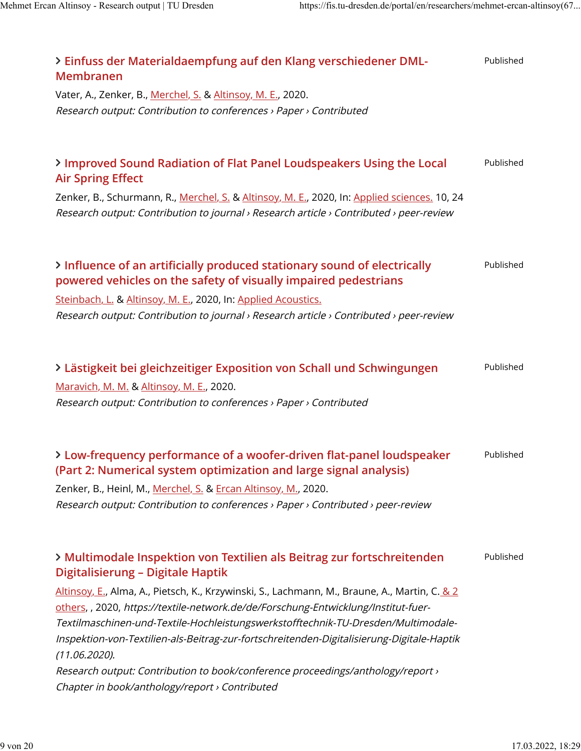### › Einfuss der Materialdaempfung auf den Klang verschiedener DML-Membranen

Published

Vater, A., Zenker, B., Merchel, S. & Altinsoy, M. E., 2020.

*Research output: Contribution to conferences › Paper › Contributed*

### › Improved Sound Radiation of Flat Panel Loudspeakers Using the Local Air Spring Effect

Published

Zenker, B., Schurmann, R., Merchel, S. & Altinsoy, M. E., 2020, In: Applied sciences. 10, 24

*Research output: Contribution to journal › Research article › Contributed › peer-review*

### › Influence of an artificially produced stationary sound of electrically powered vehicles on the safety of visually impaired pedestrians

Published

Steinbach, L. & Altinsoy, M. E., 2020, In: Applied Acoustics.

*Research output: Contribution to journal › Research article › Contributed › peer-review*

### › Lästigkeit bei gleichzeitiger Exposition von Schall und Schwingungen

Published

Maravich, M. M. & Altinsoy, M. E., 2020.

*Research output: Contribution to conferences › Paper › Contributed*

### › Low-frequency performance of a woofer-driven flat-panel loudspeaker (Part 2: Numerical system optimization and large signal analysis)

Published

Zenker, B., Heinl, M., Merchel, S. & Ercan Altinsoy, M., 2020.

*Research output: Contribution to conferences › Paper › Contributed › peer-review*

### › Multimodale Inspektion von Textilien als Beitrag zur fortschreitenden Digitalisierung – Digitale Haptik

Published

Altinsoy, E., Alma, A., Pietsch, K., Krzywinski, S., Lachmann, M., Braune, A., Martin, C. & 2 others, , 2020, *https://textile-network.de/de/Forschung-Entwicklung/Institut-fuer-Textilmaschinen-und-Textile-Hochleistungswerkstofftechnik-TU-Dresden/Multimodale-Inspektion-von-Textilien-als-Beitrag-zur-fortschreitenden-Digitalisierung-Digitale-Haptik (11.06.2020).*

*Research output: Contribution to book/conference proceedings/anthology/report › Chapter in book/anthology/report › Contributed*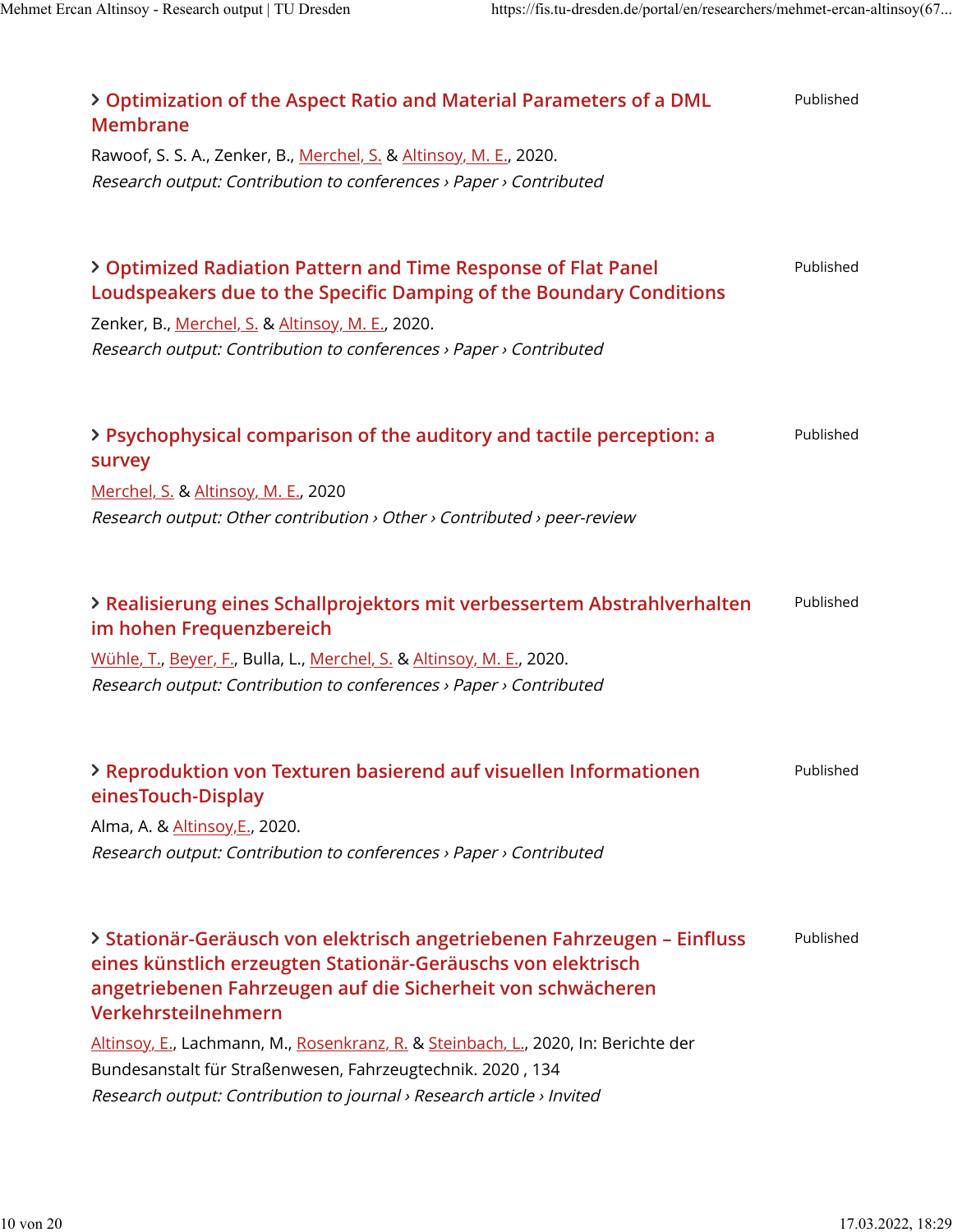### › Optimization of the Aspect Ratio and Material Parameters of a DML Membrane

Published

Rawoof, S. S. A., Zenker, B., Merchel, S. & Altinsoy, M. E., 2020.

*Research output: Contribution to conferences › Paper › Contributed*

### › Optimized Radiation Pattern and Time Response of Flat Panel Loudspeakers due to the Specific Damping of the Boundary Conditions

Published

Zenker, B., Merchel, S. & Altinsoy, M. E., 2020.

*Research output: Contribution to conferences › Paper › Contributed*

### › Psychophysical comparison of the auditory and tactile perception: a survey

Published

Merchel, S. & Altinsoy, M. E., 2020

*Research output: Other contribution › Other › Contributed › peer-review*

### › Realisierung eines Schallprojektors mit verbessertem Abstrahlverhalten im hohen Frequenzbereich

Published

Wühle, T., Beyer, F., Bulla, L., Merchel, S. & Altinsoy, M. E., 2020.

*Research output: Contribution to conferences › Paper › Contributed*

### › Reproduktion von Texturen basierend auf visuellen Informationen einesTouch-Display

Published

Alma, A. & Altinsoy,E., 2020.

*Research output: Contribution to conferences › Paper › Contributed*

### › Stationär-Geräusch von elektrisch angetriebenen Fahrzeugen – Einfluss eines künstlich erzeugten Stationär-Geräuschs von elektrisch angetriebenen Fahrzeugen auf die Sicherheit von schwächeren Verkehrsteilnehmern

Published

Altinsoy, E., Lachmann, M., Rosenkranz, R. & Steinbach, L., 2020, In: Berichte der Bundesanstalt für Straßenwesen, Fahrzeugtechnik. 2020 , 134

*Research output: Contribution to journal › Research article › Invited*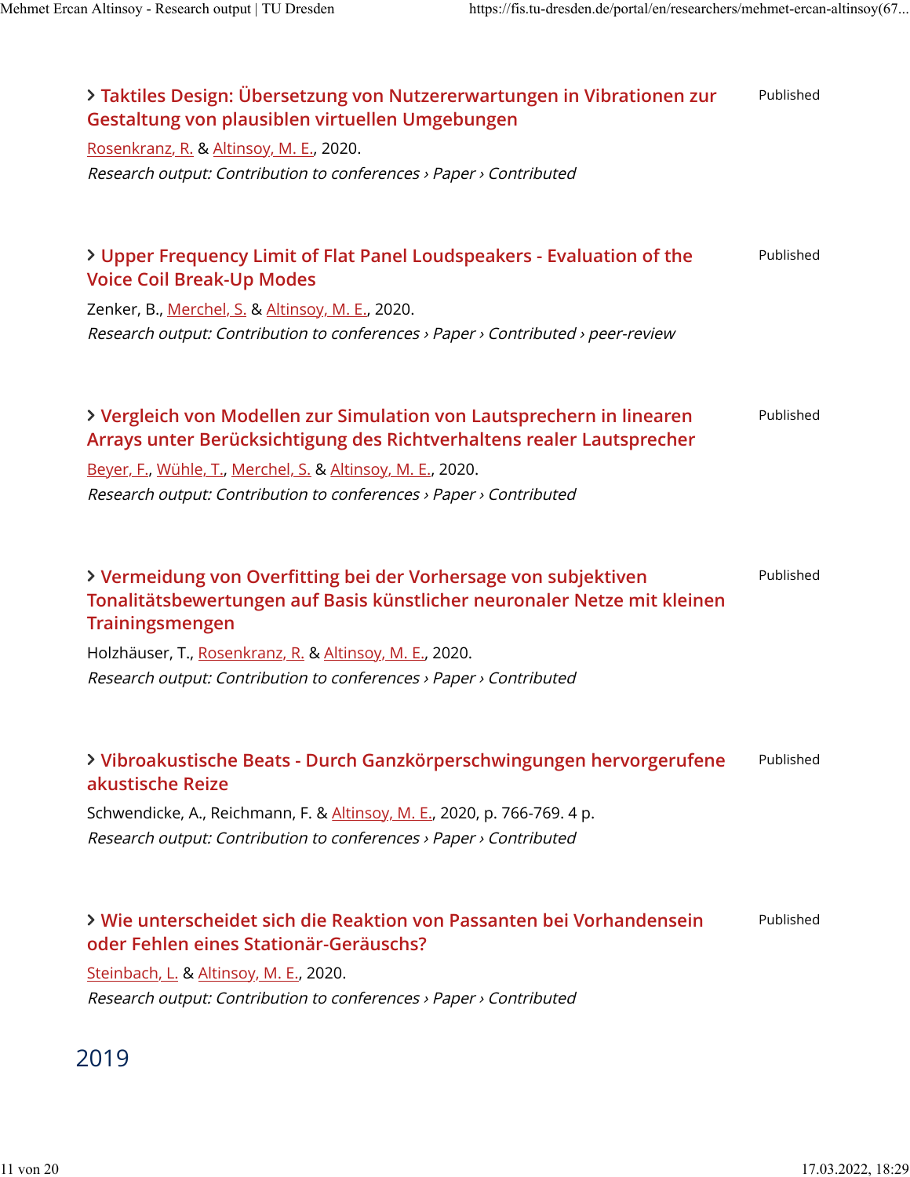### › Taktiles Design: Übersetzung von Nutzererwartungen in Vibrationen zur Gestaltung von plausiblen virtuellen Umgebungen

Published

Rosenkranz, R. & Altinsoy, M. E., 2020.

*Research output: Contribution to conferences › Paper › Contributed*

### › Upper Frequency Limit of Flat Panel Loudspeakers - Evaluation of the Voice Coil Break-Up Modes

Published

Zenker, B., Merchel, S. & Altinsoy, M. E., 2020.

*Research output: Contribution to conferences › Paper › Contributed › peer-review*

### › Vergleich von Modellen zur Simulation von Lautsprechern in linearen Arrays unter Berücksichtigung des Richtverhaltens realer Lautsprecher

Published

Beyer, F., Wühle, T., Merchel, S. & Altinsoy, M. E., 2020.

*Research output: Contribution to conferences › Paper › Contributed*

### › Vermeidung von Overfitting bei der Vorhersage von subjektiven Tonalitätsbewertungen auf Basis künstlicher neuronaler Netze mit kleinen Trainingsmengen

Published

Holzhäuser, T., Rosenkranz, R. & Altinsoy, M. E., 2020.

*Research output: Contribution to conferences › Paper › Contributed*

### › Vibroakustische Beats - Durch Ganzkörperschwingungen hervorgerufene akustische Reize

Published

Schwendicke, A., Reichmann, F. & Altinsoy, M. E., 2020, p. 766-769. 4 p.

*Research output: Contribution to conferences › Paper › Contributed*

### › Wie unterscheidet sich die Reaktion von Passanten bei Vorhandensein oder Fehlen eines Stationär-Geräuschs?

Published

Steinbach, L. & Altinsoy, M. E., 2020.

*Research output: Contribution to conferences › Paper › Contributed*

## 2019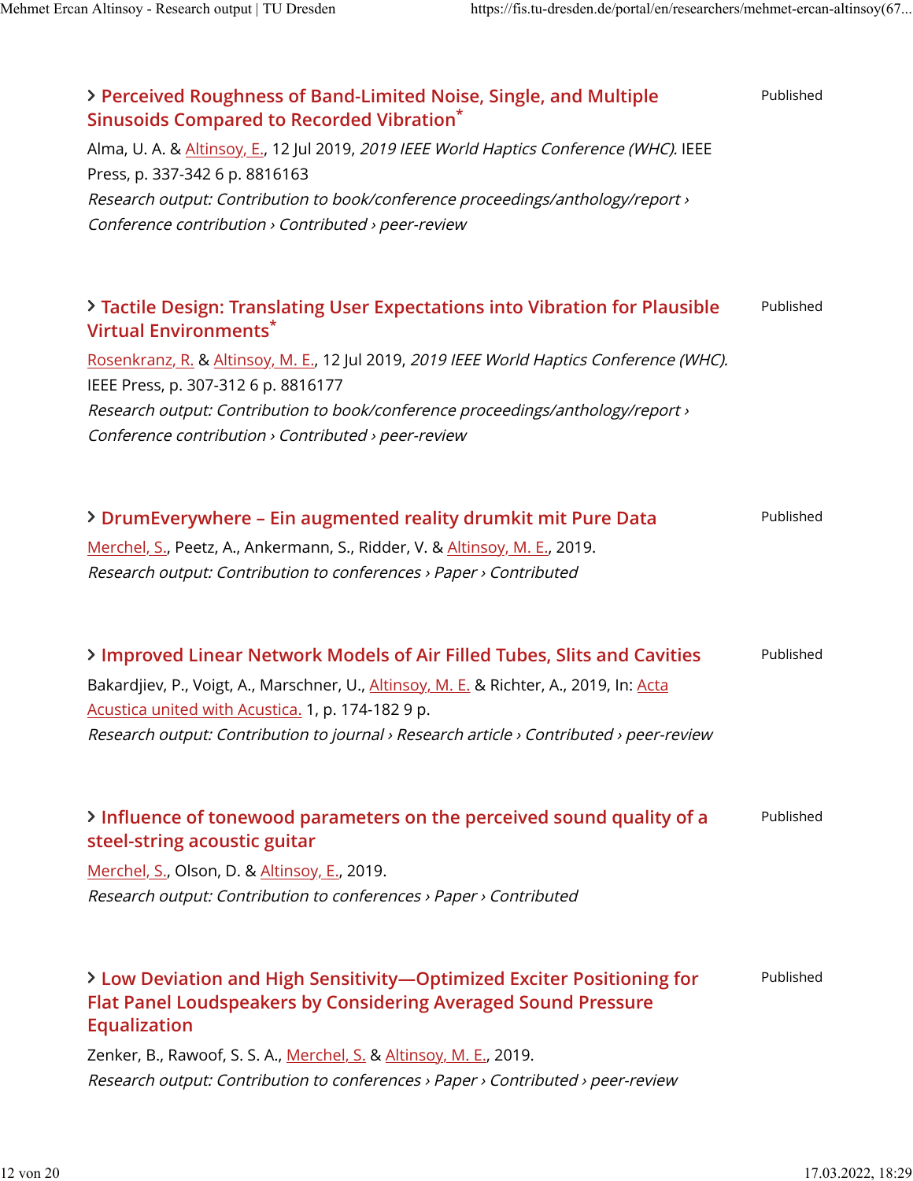### › Perceived Roughness of Band-Limited Noise, Single, and Multiple Sinusoids Compared to Recorded Vibration*

Published

Alma, U. A. & Altinsoy, E., 12 Jul 2019, *2019 IEEE World Haptics Conference (WHC).* IEEE Press, p. 337-342 6 p. 8816163

*Research output: Contribution to book/conference proceedings/anthology/report › Conference contribution › Contributed › peer-review*

### › Tactile Design: Translating User Expectations into Vibration for Plausible Virtual Environments*

Published

Rosenkranz, R. & Altinsoy, M. E., 12 Jul 2019, *2019 IEEE World Haptics Conference (WHC).* IEEE Press, p. 307-312 6 p. 8816177

*Research output: Contribution to book/conference proceedings/anthology/report › Conference contribution › Contributed › peer-review*

### › DrumEverywhere – Ein augmented reality drumkit mit Pure Data

Published

Merchel, S., Peetz, A., Ankermann, S., Ridder, V. & Altinsoy, M. E., 2019.

*Research output: Contribution to conferences › Paper › Contributed*

### › Improved Linear Network Models of Air Filled Tubes, Slits and Cavities

Published

Bakardjiev, P., Voigt, A., Marschner, U., Altinsoy, M. E. & Richter, A., 2019, In: Acta Acustica united with Acustica. 1, p. 174-182 9 p.

*Research output: Contribution to journal › Research article › Contributed › peer-review*

### › Influence of tonewood parameters on the perceived sound quality of a steel-string acoustic guitar

Published

Merchel, S., Olson, D. & Altinsoy, E., 2019.

*Research output: Contribution to conferences › Paper › Contributed*

### › Low Deviation and High Sensitivity—Optimized Exciter Positioning for Flat Panel Loudspeakers by Considering Averaged Sound Pressure Equalization

Published

Zenker, B., Rawoof, S. S. A., Merchel, S. & Altinsoy, M. E., 2019.

*Research output: Contribution to conferences › Paper › Contributed › peer-review*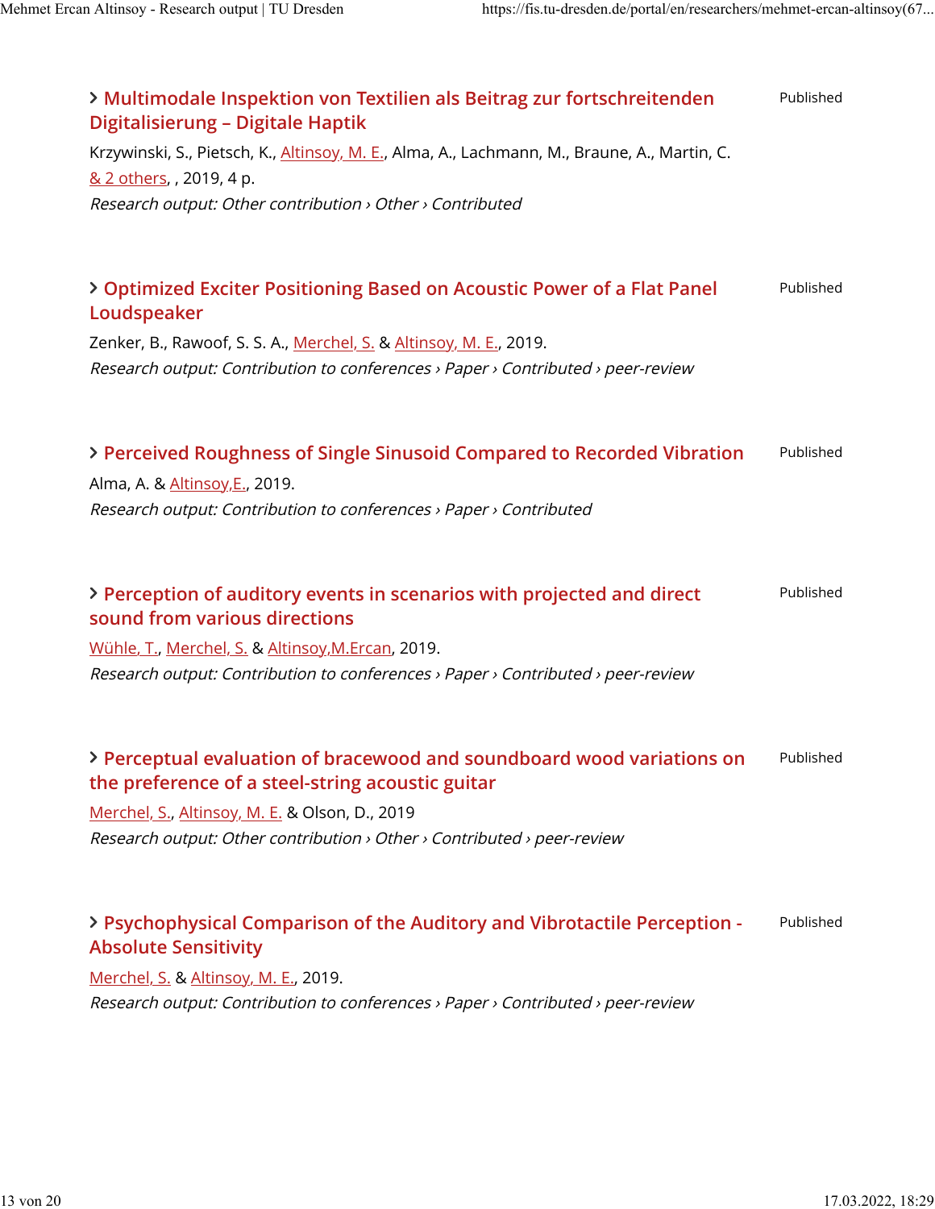### > Multimodale Inspektion von Textilien als Beitrag zur fortschreitenden Digitalisierung – Digitale Haptik

Published

Krzywinski, S., Pietsch, K., Altinsoy, M. E., Alma, A., Lachmann, M., Braune, A., Martin, C. & 2 others, , 2019, 4 p.

*Research output: Other contribution › Other › Contributed*

### > Optimized Exciter Positioning Based on Acoustic Power of a Flat Panel Loudspeaker

Published

Zenker, B., Rawoof, S. S. A., Merchel, S. & Altinsoy, M. E., 2019.

*Research output: Contribution to conferences › Paper › Contributed › peer-review*

### > Perceived Roughness of Single Sinusoid Compared to Recorded Vibration

Published

Alma, A. & Altinsoy,E., 2019.

*Research output: Contribution to conferences › Paper › Contributed*

### > Perception of auditory events in scenarios with projected and direct sound from various directions

Published

Wühle, T., Merchel, S. & Altinsoy,M.Ercan, 2019.

*Research output: Contribution to conferences › Paper › Contributed › peer-review*

### > Perceptual evaluation of bracewood and soundboard wood variations on the preference of a steel-string acoustic guitar

Published

Merchel, S., Altinsoy, M. E. & Olson, D., 2019

*Research output: Other contribution › Other › Contributed › peer-review*

### > Psychophysical Comparison of the Auditory and Vibrotactile Perception - Absolute Sensitivity

Published

Merchel, S. & Altinsoy, M. E., 2019.

*Research output: Contribution to conferences › Paper › Contributed › peer-review*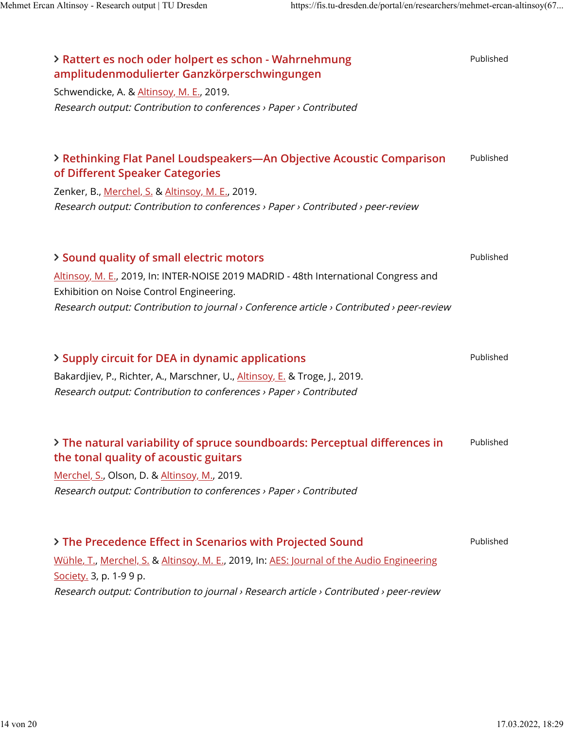### › Rattert es noch oder holpert es schon - Wahrnehmung amplitudenmodulierter Ganzkörperschwingungen

Published

Schwendicke, A. & Altinsoy, M. E., 2019.

*Research output: Contribution to conferences › Paper › Contributed*

### › Rethinking Flat Panel Loudspeakers—An Objective Acoustic Comparison of Different Speaker Categories

Published

Zenker, B., Merchel, S. & Altinsoy, M. E., 2019.

*Research output: Contribution to conferences › Paper › Contributed › peer-review*

### › Sound quality of small electric motors

Published

Altinsoy, M. E., 2019, In: INTER-NOISE 2019 MADRID - 48th International Congress and Exhibition on Noise Control Engineering.

*Research output: Contribution to journal › Conference article › Contributed › peer-review*

### › Supply circuit for DEA in dynamic applications

Published

Bakardjiev, P., Richter, A., Marschner, U., Altinsoy, E. & Troge, J., 2019.

*Research output: Contribution to conferences › Paper › Contributed*

### › The natural variability of spruce soundboards: Perceptual differences in the tonal quality of acoustic guitars

Published

Merchel, S., Olson, D. & Altinsoy, M., 2019.

*Research output: Contribution to conferences › Paper › Contributed*

### › The Precedence Effect in Scenarios with Projected Sound

Published

Wühle, T., Merchel, S. & Altinsoy, M. E., 2019, In: AES: Journal of the Audio Engineering Society. 3, p. 1-9 9 p.

*Research output: Contribution to journal › Research article › Contributed › peer-review*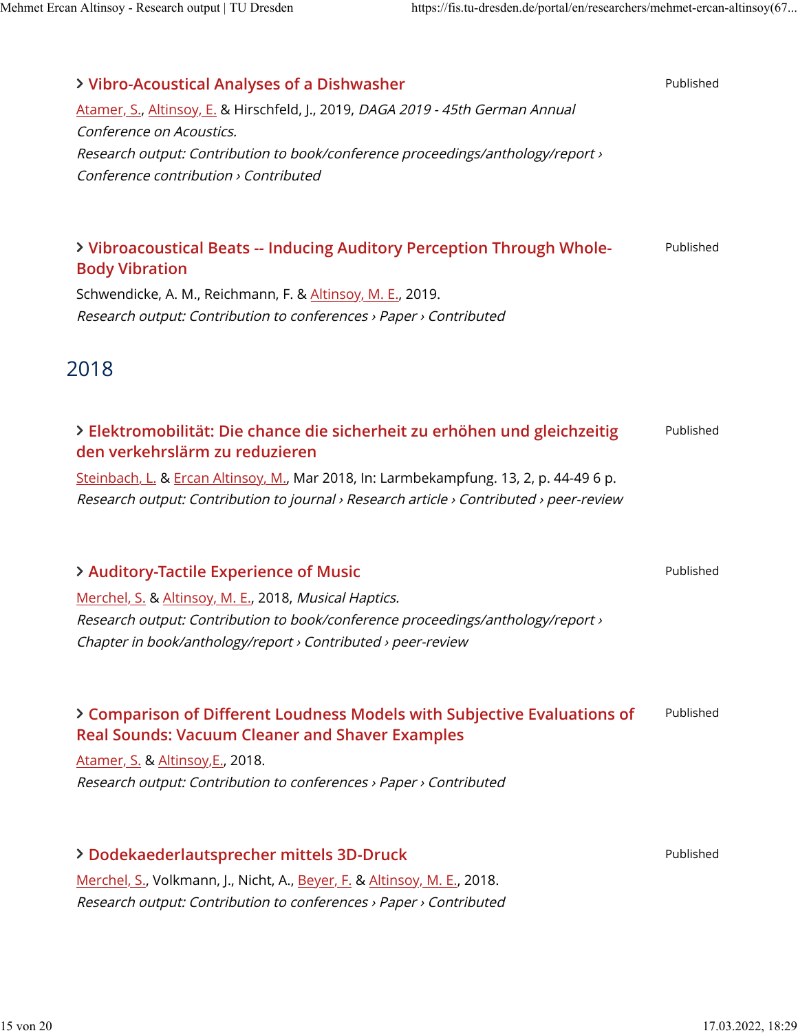### › Vibro-Acoustical Analyses of a Dishwasher

Published

Atamer, S., Altinsoy, E. & Hirschfeld, J., 2019, *DAGA 2019 - 45th German Annual Conference on Acoustics.*

*Research output: Contribution to book/conference proceedings/anthology/report › Conference contribution › Contributed*

### › Vibroacoustical Beats -- Inducing Auditory Perception Through Whole-Body Vibration

Published

Schwendicke, A. M., Reichmann, F. & Altinsoy, M. E., 2019.

*Research output: Contribution to conferences › Paper › Contributed*

## 2018

### › Elektromobilität: Die chance die sicherheit zu erhöhen und gleichzeitig den verkehrslärm zu reduzieren

Published

Steinbach, L. & Ercan Altinsoy, M., Mar 2018, In: Larmbekampfung. 13, 2, p. 44-49 6 p.

*Research output: Contribution to journal › Research article › Contributed › peer-review*

### › Auditory-Tactile Experience of Music

Published

Merchel, S. & Altinsoy, M. E., 2018, *Musical Haptics.*

*Research output: Contribution to book/conference proceedings/anthology/report › Chapter in book/anthology/report › Contributed › peer-review*

### › Comparison of Different Loudness Models with Subjective Evaluations of Real Sounds: Vacuum Cleaner and Shaver Examples

Published

Atamer, S. & Altinsoy,E., 2018.

*Research output: Contribution to conferences › Paper › Contributed*

### › Dodekaederlautsprecher mittels 3D-Druck

Published

Merchel, S., Volkmann, J., Nicht, A., Beyer, F. & Altinsoy, M. E., 2018.

*Research output: Contribution to conferences › Paper › Contributed*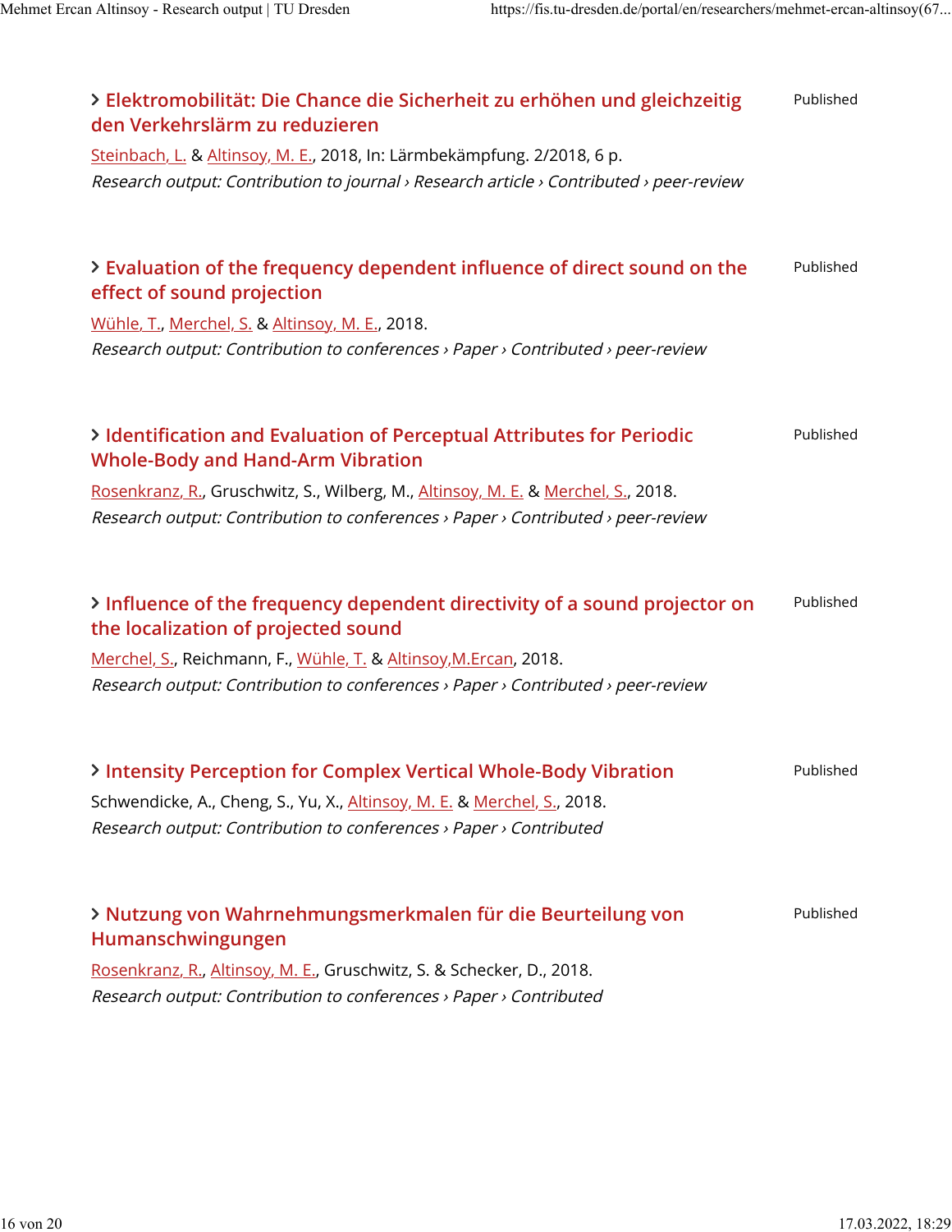### › Elektromobilität: Die Chance die Sicherheit zu erhöhen und gleichzeitig den Verkehrslärm zu reduzieren

Published

Steinbach, L. & Altinsoy, M. E., 2018, In: Lärmbekämpfung. 2/2018, 6 p.

*Research output: Contribution to journal › Research article › Contributed › peer-review*

### › Evaluation of the frequency dependent influence of direct sound on the effect of sound projection

Published

Wühle, T., Merchel, S. & Altinsoy, M. E., 2018.

*Research output: Contribution to conferences › Paper › Contributed › peer-review*

### › Identification and Evaluation of Perceptual Attributes for Periodic Whole-Body and Hand-Arm Vibration

Published

Rosenkranz, R., Gruschwitz, S., Wilberg, M., Altinsoy, M. E. & Merchel, S., 2018.

*Research output: Contribution to conferences › Paper › Contributed › peer-review*

### › Influence of the frequency dependent directivity of a sound projector on the localization of projected sound

Published

Merchel, S., Reichmann, F., Wühle, T. & Altinsoy,M.Ercan, 2018.

*Research output: Contribution to conferences › Paper › Contributed › peer-review*

### › Intensity Perception for Complex Vertical Whole-Body Vibration

Published

Schwendicke, A., Cheng, S., Yu, X., Altinsoy, M. E. & Merchel, S., 2018.

*Research output: Contribution to conferences › Paper › Contributed*

### › Nutzung von Wahrnehmungsmerkmalen für die Beurteilung von Humanschwingungen

Published

Rosenkranz, R., Altinsoy, M. E., Gruschwitz, S. & Schecker, D., 2018.

*Research output: Contribution to conferences › Paper › Contributed*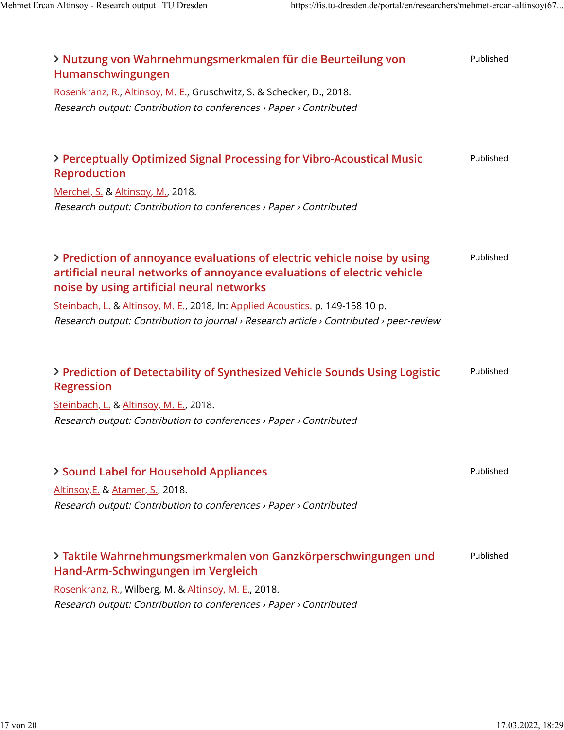### › Nutzung von Wahrnehmungsmerkmalen für die Beurteilung von Humanschwingungen

Published

Rosenkranz, R., Altinsoy, M. E., Gruschwitz, S. & Schecker, D., 2018.

*Research output: Contribution to conferences › Paper › Contributed*

### › Perceptually Optimized Signal Processing for Vibro-Acoustical Music Reproduction

Published

Merchel, S. & Altinsoy, M., 2018.

*Research output: Contribution to conferences › Paper › Contributed*

### › Prediction of annoyance evaluations of electric vehicle noise by using artificial neural networks of annoyance evaluations of electric vehicle noise by using artificial neural networks

Published

Steinbach, L. & Altinsoy, M. E., 2018, In: Applied Acoustics. p. 149-158 10 p.

*Research output: Contribution to journal › Research article › Contributed › peer-review*

### › Prediction of Detectability of Synthesized Vehicle Sounds Using Logistic Regression

Published

Steinbach, L. & Altinsoy, M. E., 2018.

*Research output: Contribution to conferences › Paper › Contributed*

### › Sound Label for Household Appliances

Published

Altinsoy,E. & Atamer, S., 2018.

*Research output: Contribution to conferences › Paper › Contributed*

### › Taktile Wahrnehmungsmerkmalen von Ganzkörperschwingungen und Hand-Arm-Schwingungen im Vergleich

Published

Rosenkranz, R., Wilberg, M. & Altinsoy, M. E., 2018.

*Research output: Contribution to conferences › Paper › Contributed*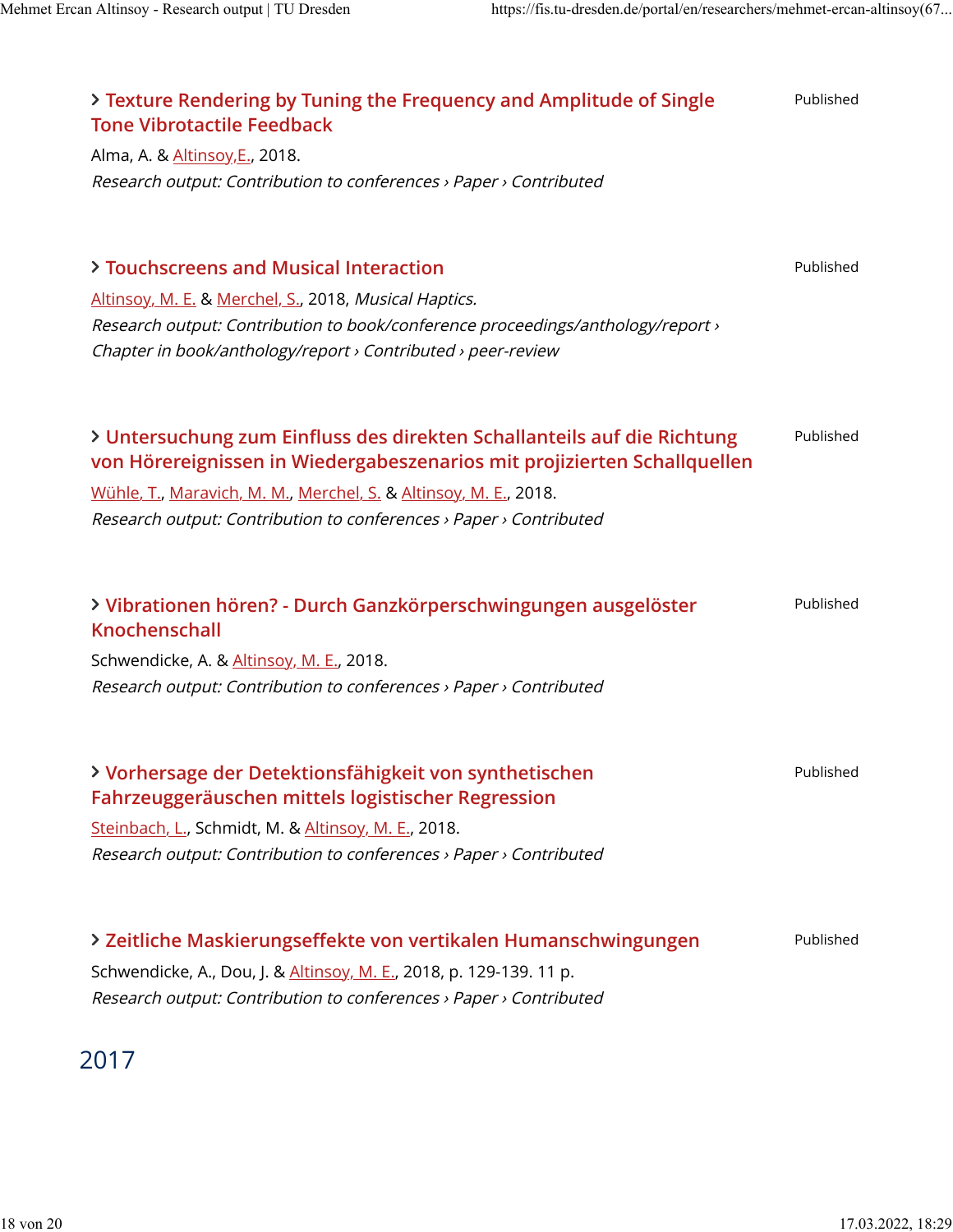### Texture Rendering by Tuning the Frequency and Amplitude of Single Tone Vibrotactile Feedback

Published

Alma, A. & Altinsoy,E., 2018.

*Research output: Contribution to conferences › Paper › Contributed*

### Touchscreens and Musical Interaction

Published

Altinsoy, M. E. & Merchel, S., 2018, *Musical Haptics.*

*Research output: Contribution to book/conference proceedings/anthology/report › Chapter in book/anthology/report › Contributed › peer-review*

### Untersuchung zum Einfluss des direkten Schallanteils auf die Richtung von Hörereignissen in Wiedergabeszenarios mit projizierten Schallquellen

Published

Wühle, T., Maravich, M. M., Merchel, S. & Altinsoy, M. E., 2018.

*Research output: Contribution to conferences › Paper › Contributed*

### Vibrationen hören? - Durch Ganzkörperschwingungen ausgelöster Knochenschall

Published

Schwendicke, A. & Altinsoy, M. E., 2018.

*Research output: Contribution to conferences › Paper › Contributed*

### Vorhersage der Detektionsfähigkeit von synthetischen Fahrzeuggeräuschen mittels logistischer Regression

Published

Steinbach, L., Schmidt, M. & Altinsoy, M. E., 2018.

*Research output: Contribution to conferences › Paper › Contributed*

### Zeitliche Maskierungseffekte von vertikalen Humanschwingungen

Published

Schwendicke, A., Dou, J. & Altinsoy, M. E., 2018, p. 129-139. 11 p.

*Research output: Contribution to conferences › Paper › Contributed*

## 2017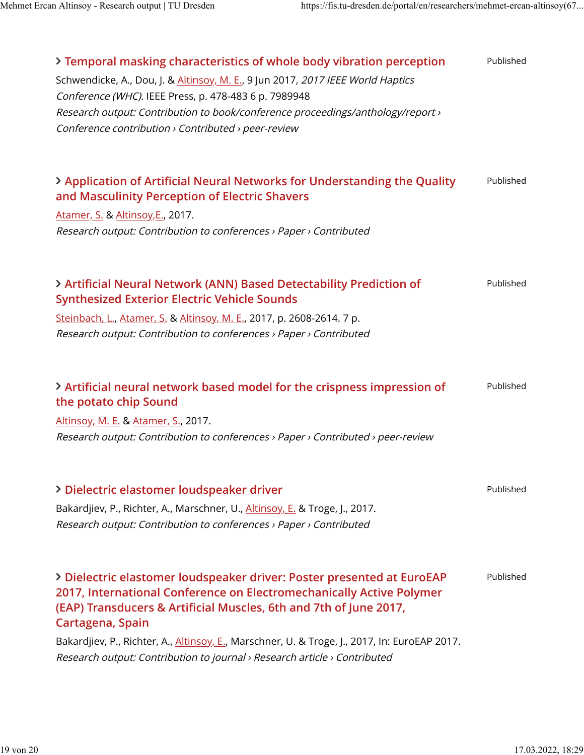### › Temporal masking characteristics of whole body vibration perception

Published

Schwendicke, A., Dou, J. & Altinsoy, M. E., 9 Jun 2017, *2017 IEEE World Haptics Conference (WHC).* IEEE Press, p. 478-483 6 p. 7989948

*Research output: Contribution to book/conference proceedings/anthology/report › Conference contribution › Contributed › peer-review*

### › Application of Artificial Neural Networks for Understanding the Quality and Masculinity Perception of Electric Shavers

Published

Atamer, S. & Altinsoy,E., 2017.

*Research output: Contribution to conferences › Paper › Contributed*

### › Artificial Neural Network (ANN) Based Detectability Prediction of Synthesized Exterior Electric Vehicle Sounds

Published

Steinbach, L., Atamer, S. & Altinsoy, M. E., 2017, p. 2608-2614. 7 p.

*Research output: Contribution to conferences › Paper › Contributed*

### › Artificial neural network based model for the crispness impression of the potato chip Sound

Published

Altinsoy, M. E. & Atamer, S., 2017.

*Research output: Contribution to conferences › Paper › Contributed › peer-review*

### › Dielectric elastomer loudspeaker driver

Published

Bakardjiev, P., Richter, A., Marschner, U., Altinsoy, E. & Troge, J., 2017.

*Research output: Contribution to conferences › Paper › Contributed*

### › Dielectric elastomer loudspeaker driver: Poster presented at EuroEAP 2017, International Conference on Electromechanically Active Polymer (EAP) Transducers & Artificial Muscles, 6th and 7th of June 2017, Cartagena, Spain

Published

Bakardjiev, P., Richter, A., Altinsoy, E., Marschner, U. & Troge, J., 2017, In: EuroEAP 2017.

*Research output: Contribution to journal › Research article › Contributed*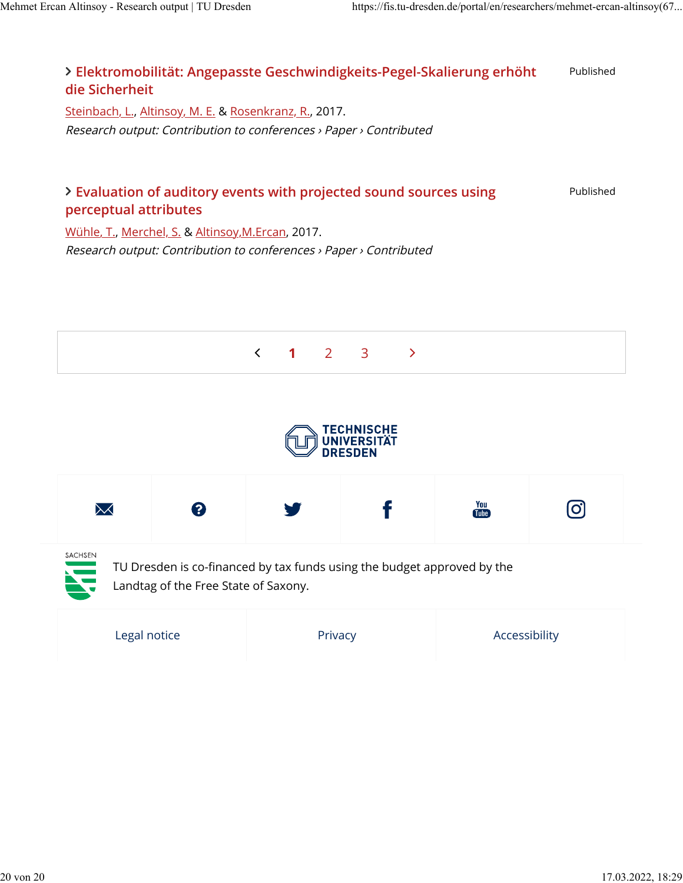### Elektromobilität: Angepasste Geschwindigkeits-Pegel-Skalierung erhöht die Sicherheit

Published

Steinbach, L., Altinsoy, M. E. & Rosenkranz, R., 2017.

*Research output: Contribution to conferences › Paper › Contributed*

### Evaluation of auditory events with projected sound sources using perceptual attributes

Published

Wühle, T., Merchel, S. & Altinsoy,M.Ercan, 2017.

*Research output: Contribution to conferences › Paper › Contributed*

‹ 1 2 3 ›

TECHNISCHE UNIVERSITÄT DRESDEN

SACHSEN

TU Dresden is co-financed by tax funds using the budget approved by the Landtag of the Free State of Saxony.

Legal notice | Privacy | Accessibility